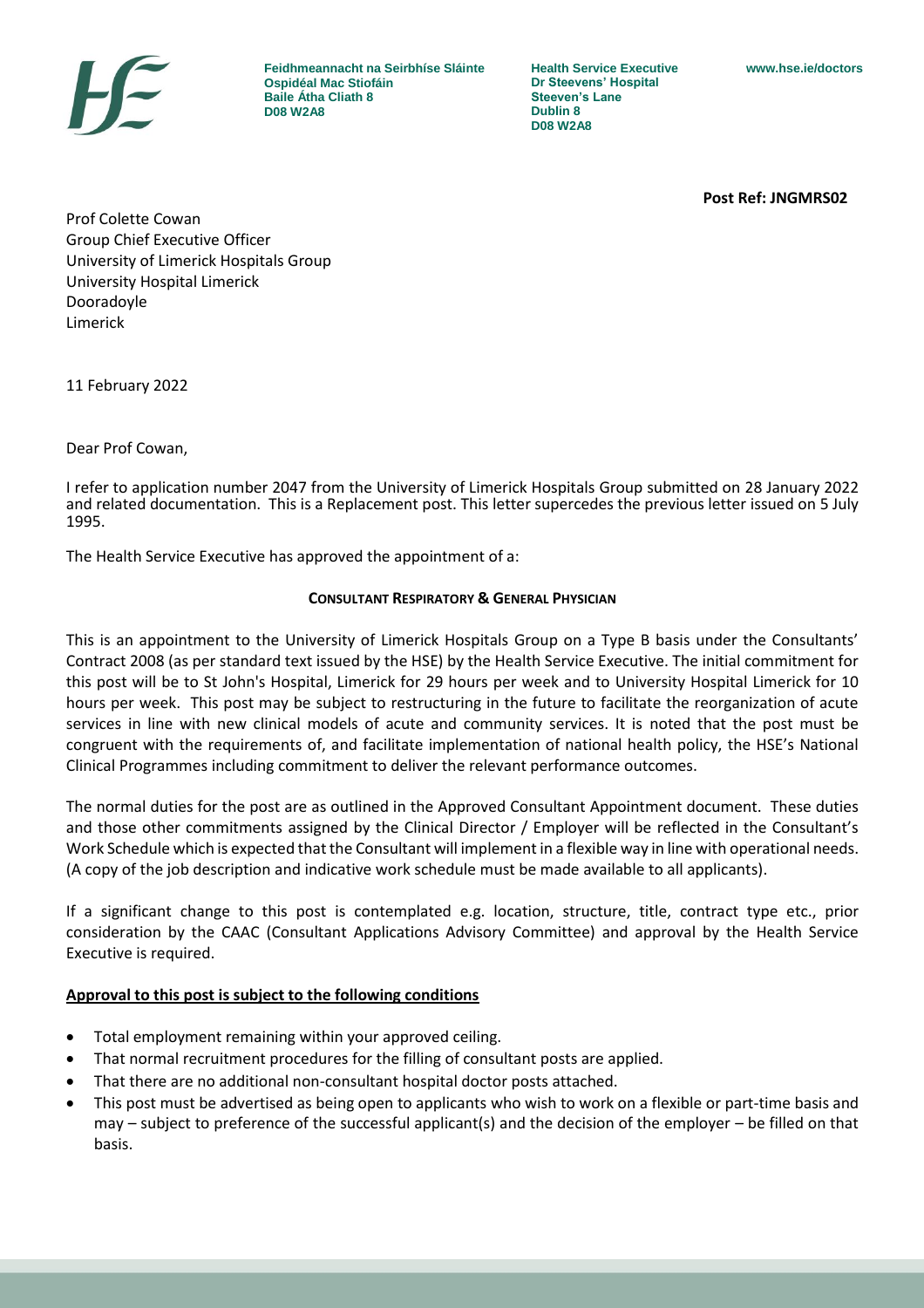Feidhmeannacht na Seirbhíse Sláinte
Ospidéal Mac Stiofáin
Baile Átha Cliath 8
D08 W2A8

Health Service Executive
Dr Steevens' Hospital
Steeven's Lane
Dublin 8
D08 W2A8

www.hse.ie/doctors

**Post Ref: JNGMRS02**

Prof Colette Cowan
Group Chief Executive Officer
University of Limerick Hospitals Group
University Hospital Limerick
Dooradoyle
Limerick

11 February 2022

Dear Prof Cowan,

I refer to application number 2047 from the University of Limerick Hospitals Group submitted on 28 January 2022 and related documentation. This is a Replacement post. This letter supercedes the previous letter issued on 5 July 1995.

The Health Service Executive has approved the appointment of a:

**CONSULTANT RESPIRATORY & GENERAL PHYSICIAN**

This is an appointment to the University of Limerick Hospitals Group on a Type B basis under the Consultants' Contract 2008 (as per standard text issued by the HSE) by the Health Service Executive. The initial commitment for this post will be to St John's Hospital, Limerick for 29 hours per week and to University Hospital Limerick for 10 hours per week. This post may be subject to restructuring in the future to facilitate the reorganization of acute services in line with new clinical models of acute and community services. It is noted that the post must be congruent with the requirements of, and facilitate implementation of national health policy, the HSE's National Clinical Programmes including commitment to deliver the relevant performance outcomes.

The normal duties for the post are as outlined in the Approved Consultant Appointment document. These duties and those other commitments assigned by the Clinical Director / Employer will be reflected in the Consultant's Work Schedule which is expected that the Consultant will implement in a flexible way in line with operational needs. (A copy of the job description and indicative work schedule must be made available to all applicants).

If a significant change to this post is contemplated e.g. location, structure, title, contract type etc., prior consideration by the CAAC (Consultant Applications Advisory Committee) and approval by the Health Service Executive is required.

**Approval to this post is subject to the following conditions**

- Total employment remaining within your approved ceiling.
- That normal recruitment procedures for the filling of consultant posts are applied.
- That there are no additional non-consultant hospital doctor posts attached.
- This post must be advertised as being open to applicants who wish to work on a flexible or part-time basis and may – subject to preference of the successful applicant(s) and the decision of the employer – be filled on that basis.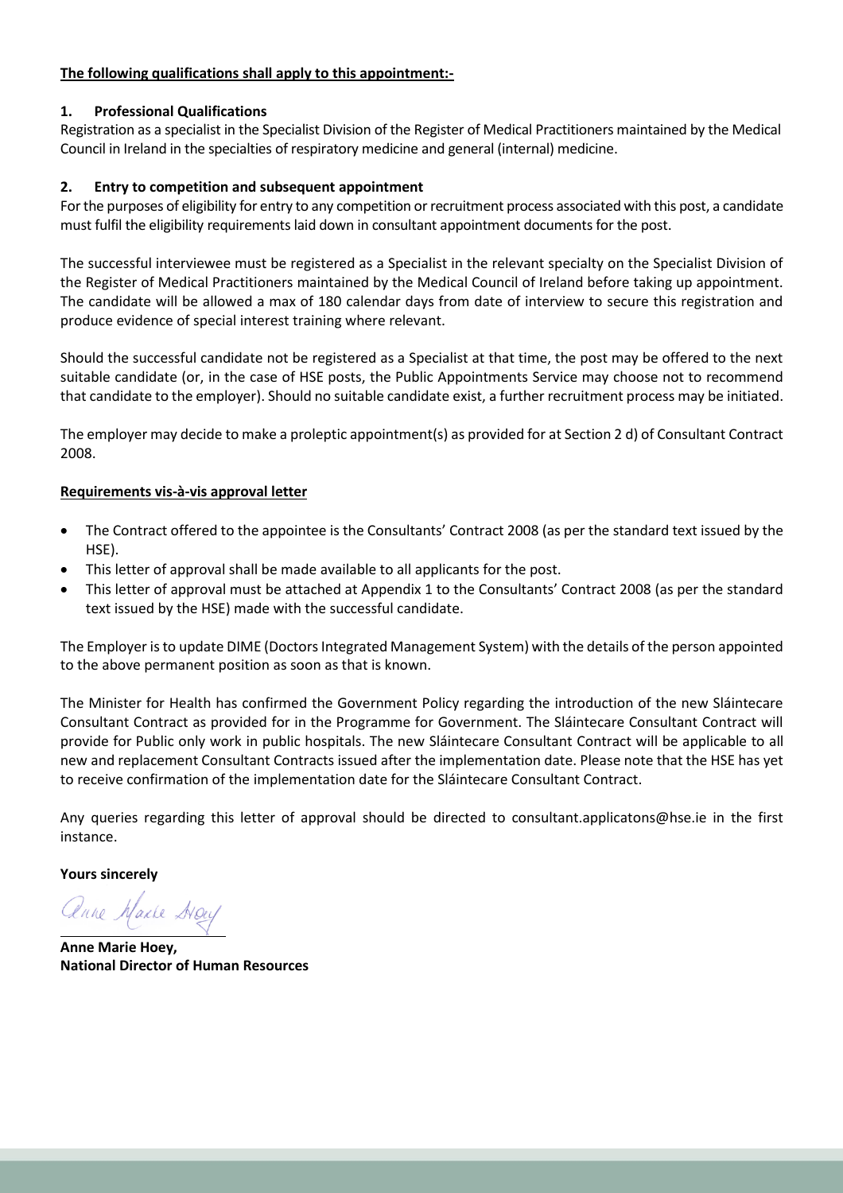**The following qualifications shall apply to this appointment:-**

**1. Professional Qualifications**

Registration as a specialist in the Specialist Division of the Register of Medical Practitioners maintained by the Medical Council in Ireland in the specialties of respiratory medicine and general (internal) medicine.

**2. Entry to competition and subsequent appointment**

For the purposes of eligibility for entry to any competition or recruitment process associated with this post, a candidate must fulfil the eligibility requirements laid down in consultant appointment documents for the post.

The successful interviewee must be registered as a Specialist in the relevant specialty on the Specialist Division of the Register of Medical Practitioners maintained by the Medical Council of Ireland before taking up appointment. The candidate will be allowed a max of 180 calendar days from date of interview to secure this registration and produce evidence of special interest training where relevant.

Should the successful candidate not be registered as a Specialist at that time, the post may be offered to the next suitable candidate (or, in the case of HSE posts, the Public Appointments Service may choose not to recommend that candidate to the employer). Should no suitable candidate exist, a further recruitment process may be initiated.

The employer may decide to make a proleptic appointment(s) as provided for at Section 2 d) of Consultant Contract 2008.

**Requirements vis-à-vis approval letter**

- The Contract offered to the appointee is the Consultants' Contract 2008 (as per the standard text issued by the HSE).
- This letter of approval shall be made available to all applicants for the post.
- This letter of approval must be attached at Appendix 1 to the Consultants' Contract 2008 (as per the standard text issued by the HSE) made with the successful candidate.

The Employer is to update DIME (Doctors Integrated Management System) with the details of the person appointed to the above permanent position as soon as that is known.

The Minister for Health has confirmed the Government Policy regarding the introduction of the new Sláintecare Consultant Contract as provided for in the Programme for Government. The Sláintecare Consultant Contract will provide for Public only work in public hospitals. The new Sláintecare Consultant Contract will be applicable to all new and replacement Consultant Contracts issued after the implementation date. Please note that the HSE has yet to receive confirmation of the implementation date for the Sláintecare Consultant Contract.

Any queries regarding this letter of approval should be directed to consultant.applicatons@hse.ie in the first instance.

**Yours sincerely**

Anne Marie Hoey

**Anne Marie Hoey,**
**National Director of Human Resources**